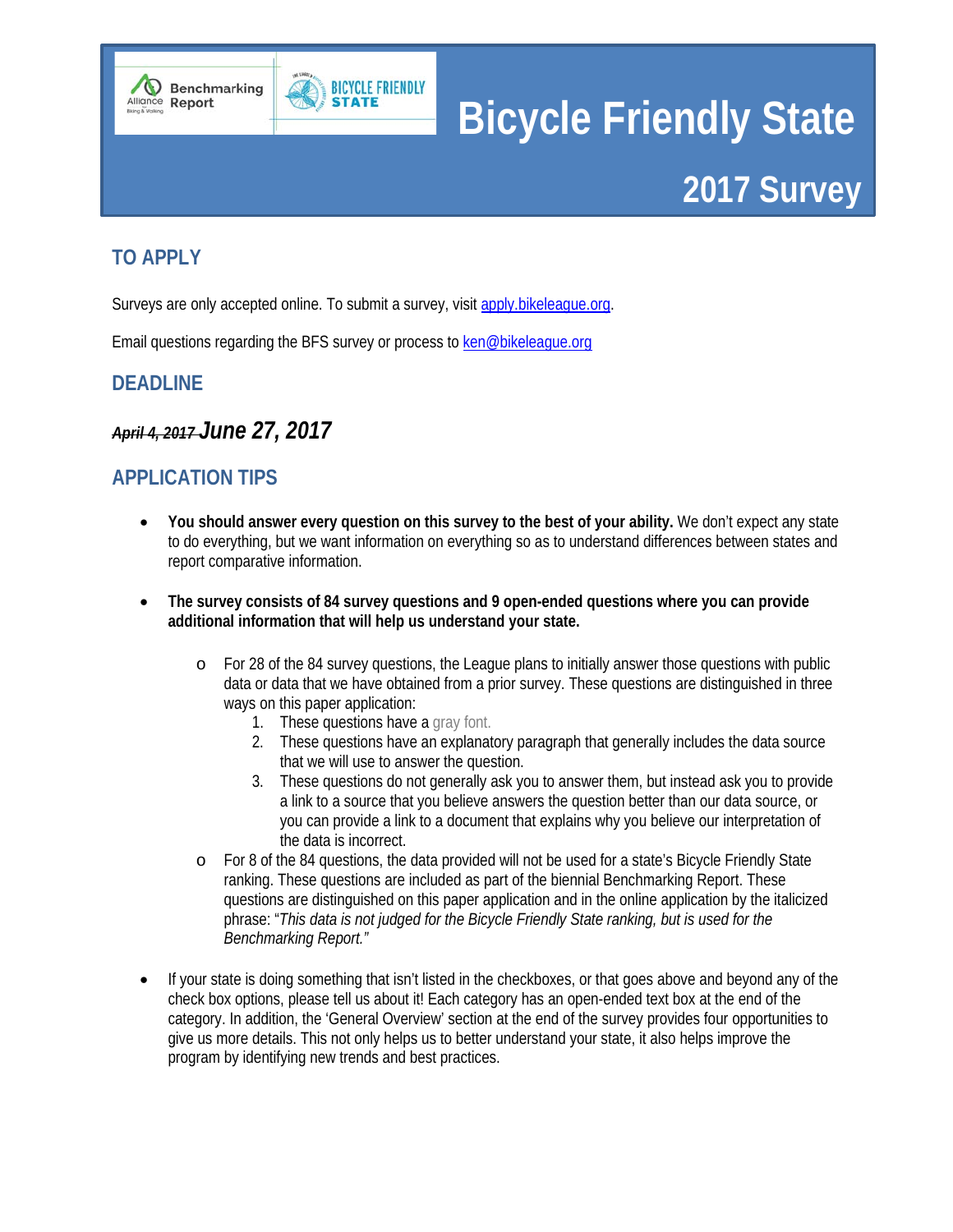# Bicycle Friendly State

## 2017 Survey

## TO APPLY

Surveys are only accepted online. To submit a survey, visit apply.bikeleague.org.

Email questions regarding the BFS survey or process to ken@bikeleague.org

## DEADLINE

### ~~April 4, 2017~~ *June 27, 2017*

## APPLICATION TIPS

- **You should answer every question on this survey to the best of your ability.** We don't expect any state to do everything, but we want information on everything so as to understand differences between states and report comparative information.

- **The survey consists of 84 survey questions and 9 open-ended questions where you can provide additional information that will help us understand your state.**
  - For 28 of the 84 survey questions, the League plans to initially answer those questions with public data or data that we have obtained from a prior survey. These questions are distinguished in three ways on this paper application:
    1. These questions have a gray font.
    2. These questions have an explanatory paragraph that generally includes the data source that we will use to answer the question.
    3. These questions do not generally ask you to answer them, but instead ask you to provide a link to a source that you believe answers the question better than our data source, or you can provide a link to a document that explains why you believe our interpretation of the data is incorrect.
  - For 8 of the 84 questions, the data provided will not be used for a state's Bicycle Friendly State ranking. These questions are included as part of the biennial Benchmarking Report. These questions are distinguished on this paper application and in the online application by the italicized phrase: "*This data is not judged for the Bicycle Friendly State ranking, but is used for the Benchmarking Report."*

- If your state is doing something that isn't listed in the checkboxes, or that goes above and beyond any of the check box options, please tell us about it! Each category has an open-ended text box at the end of the category. In addition, the 'General Overview' section at the end of the survey provides four opportunities to give us more details. This not only helps us to better understand your state, it also helps improve the program by identifying new trends and best practices.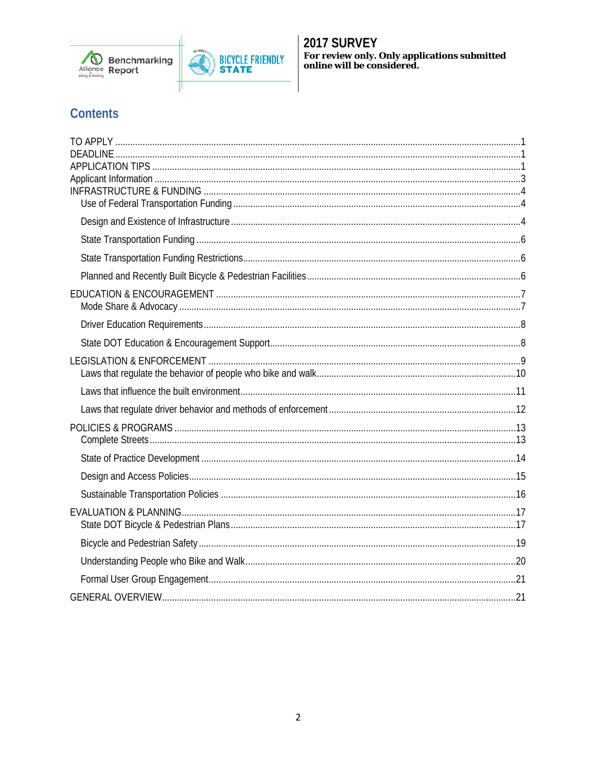**2017 SURVEY**
**For review only. Only applications submitted online will be considered.**

## Contents

- TO APPLY ....... 1
- DEADLINE ....... 1
- APPLICATION TIPS ....... 1
- Applicant Information ....... 3
- INFRASTRUCTURE & FUNDING ....... 4
  - Use of Federal Transportation Funding ....... 4
  - Design and Existence of Infrastructure ....... 4
  - State Transportation Funding ....... 6
  - State Transportation Funding Restrictions ....... 6
  - Planned and Recently Built Bicycle & Pedestrian Facilities ....... 6
- EDUCATION & ENCOURAGEMENT ....... 7
  - Mode Share & Advocacy ....... 7
  - Driver Education Requirements ....... 8
  - State DOT Education & Encouragement Support ....... 8
- LEGISLATION & ENFORCEMENT ....... 9
  - Laws that regulate the behavior of people who bike and walk ....... 10
  - Laws that influence the built environment ....... 11
  - Laws that regulate driver behavior and methods of enforcement ....... 12
- POLICIES & PROGRAMS ....... 13
  - Complete Streets ....... 13
  - State of Practice Development ....... 14
  - Design and Access Policies ....... 15
  - Sustainable Transportation Policies ....... 16
- EVALUATION & PLANNING ....... 17
  - State DOT Bicycle & Pedestrian Plans ....... 17
  - Bicycle and Pedestrian Safety ....... 19
  - Understanding People who Bike and Walk ....... 20
  - Formal User Group Engagement ....... 21
- GENERAL OVERVIEW ....... 21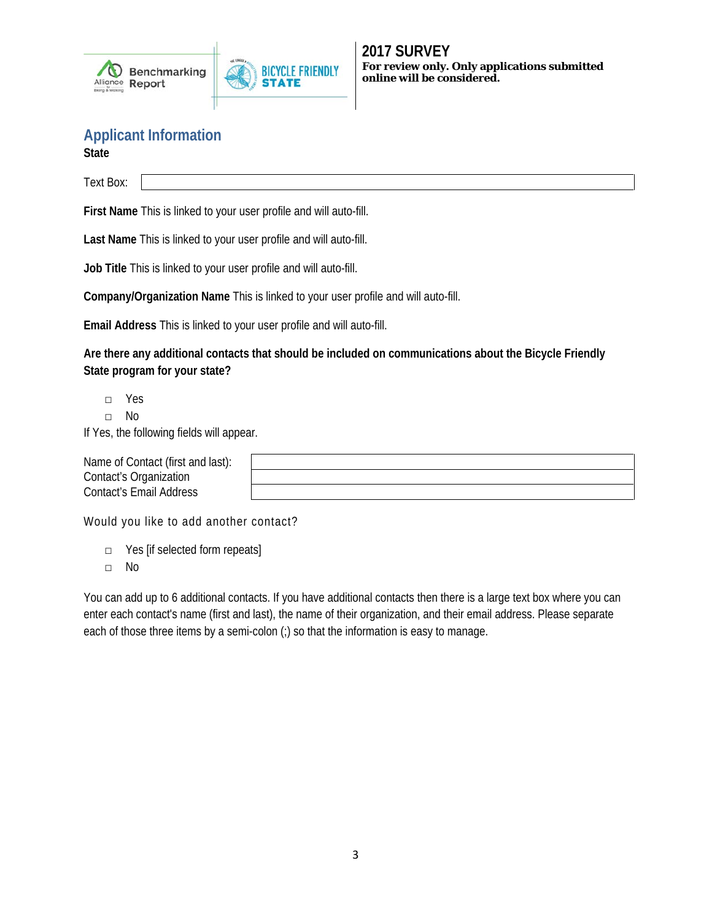**2017 SURVEY**
**For review only. Only applications submitted online will be considered.**

## Applicant Information

**State**

Text Box:

**First Name** This is linked to your user profile and will auto-fill.

**Last Name** This is linked to your user profile and will auto-fill.

**Job Title** This is linked to your user profile and will auto-fill.

**Company/Organization Name** This is linked to your user profile and will auto-fill.

**Email Address** This is linked to your user profile and will auto-fill.

**Are there any additional contacts that should be included on communications about the Bicycle Friendly State program for your state?**

- □ Yes
- □ No

If Yes, the following fields will appear.

| Name of Contact (first and last): | |
|---|---|
| Contact's Organization | |
| Contact's Email Address | |

Would you like to add another contact?

- □ Yes [if selected form repeats]
- □ No

You can add up to 6 additional contacts. If you have additional contacts then there is a large text box where you can enter each contact's name (first and last), the name of their organization, and their email address. Please separate each of those three items by a semi-colon (;) so that the information is easy to manage.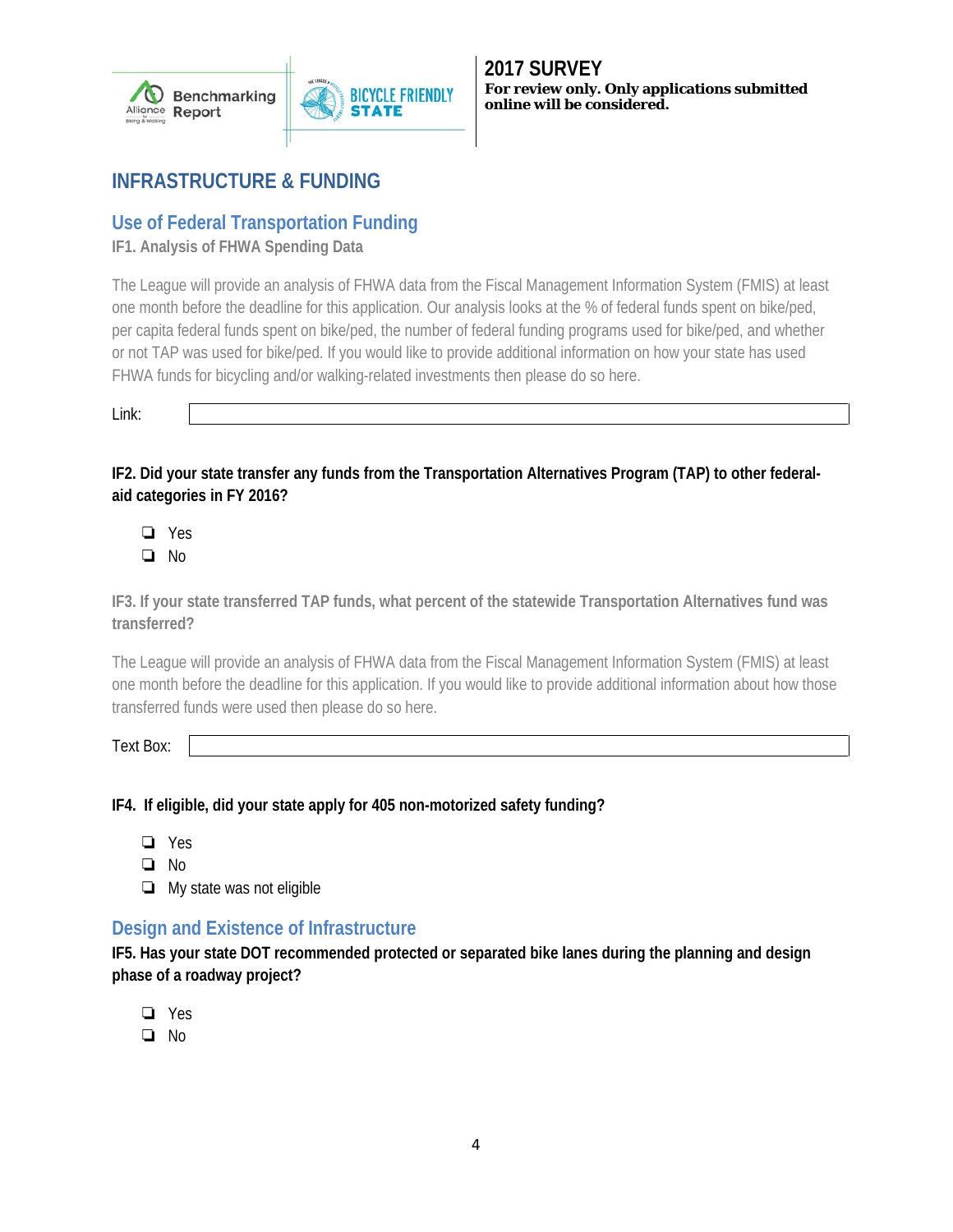# INFRASTRUCTURE & FUNDING

## Use of Federal Transportation Funding

**IF1. Analysis of FHWA Spending Data**

The League will provide an analysis of FHWA data from the Fiscal Management Information System (FMIS) at least one month before the deadline for this application. Our analysis looks at the % of federal funds spent on bike/ped, per capita federal funds spent on bike/ped, the number of federal funding programs used for bike/ped, and whether or not TAP was used for bike/ped. If you would like to provide additional information on how your state has used FHWA funds for bicycling and/or walking-related investments then please do so here.

Link: ____________________

**IF2. Did your state transfer any funds from the Transportation Alternatives Program (TAP) to other federal-aid categories in FY 2016?**

- ❏ Yes
- ❏ No

**IF3. If your state transferred TAP funds, what percent of the statewide Transportation Alternatives fund was transferred?**

The League will provide an analysis of FHWA data from the Fiscal Management Information System (FMIS) at least one month before the deadline for this application. If you would like to provide additional information about how those transferred funds were used then please do so here.

Text Box: ____________________

**IF4. If eligible, did your state apply for 405 non-motorized safety funding?**

- ❏ Yes
- ❏ No
- ❏ My state was not eligible

## Design and Existence of Infrastructure

**IF5. Has your state DOT recommended protected or separated bike lanes during the planning and design phase of a roadway project?**

- ❏ Yes
- ❏ No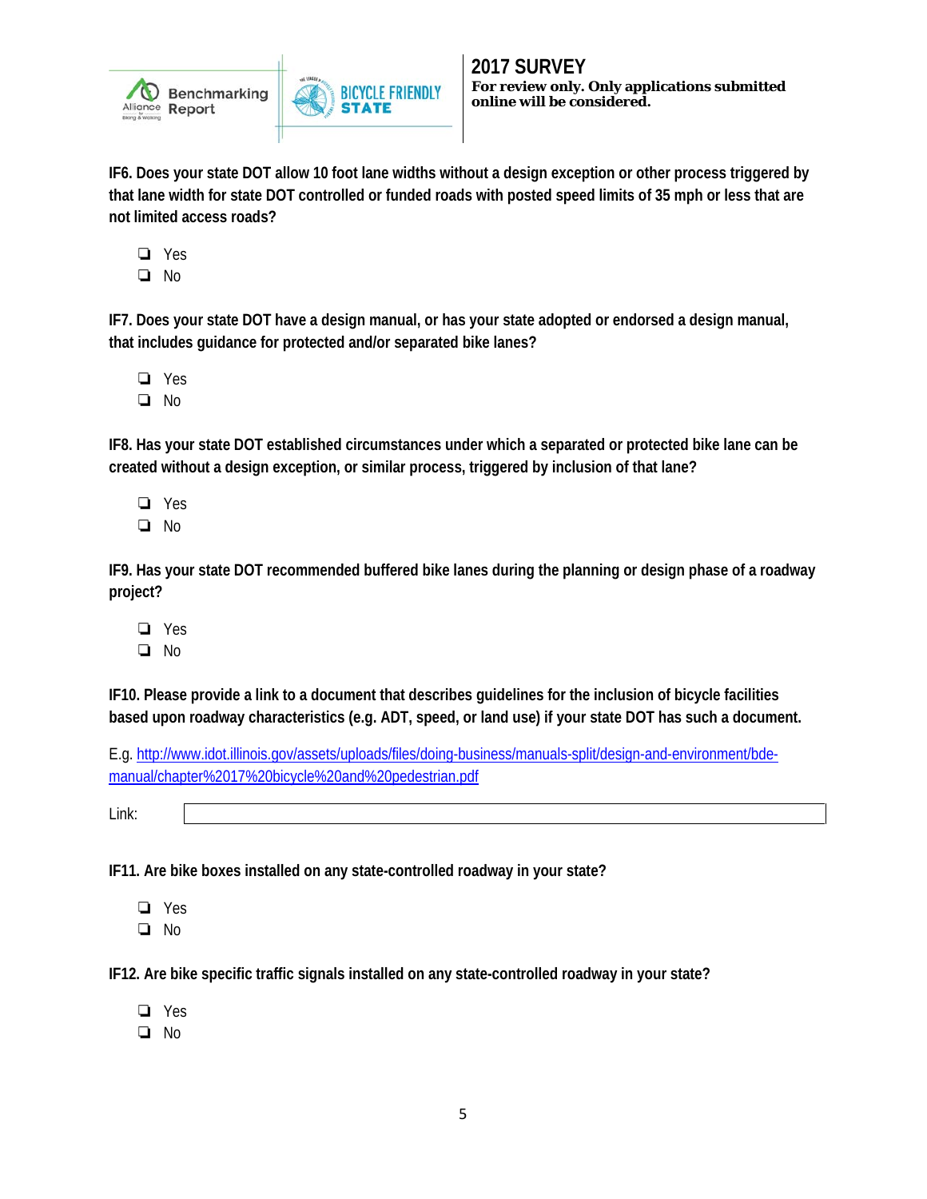**IF6. Does your state DOT allow 10 foot lane widths without a design exception or other process triggered by that lane width for state DOT controlled or funded roads with posted speed limits of 35 mph or less that are not limited access roads?**

- ❏ Yes
- ❏ No

**IF7. Does your state DOT have a design manual, or has your state adopted or endorsed a design manual, that includes guidance for protected and/or separated bike lanes?**

- ❏ Yes
- ❏ No

**IF8. Has your state DOT established circumstances under which a separated or protected bike lane can be created without a design exception, or similar process, triggered by inclusion of that lane?**

- ❏ Yes
- ❏ No

**IF9. Has your state DOT recommended buffered bike lanes during the planning or design phase of a roadway project?**

- ❏ Yes
- ❏ No

**IF10. Please provide a link to a document that describes guidelines for the inclusion of bicycle facilities based upon roadway characteristics (e.g. ADT, speed, or land use) if your state DOT has such a document.**

E.g. http://www.idot.illinois.gov/assets/uploads/files/doing-business/manuals-split/design-and-environment/bde-manual/chapter%2017%20bicycle%20and%20pedestrian.pdf

Link: ______________________________

**IF11. Are bike boxes installed on any state-controlled roadway in your state?**

- ❏ Yes
- ❏ No

**IF12. Are bike specific traffic signals installed on any state-controlled roadway in your state?**

- ❏ Yes
- ❏ No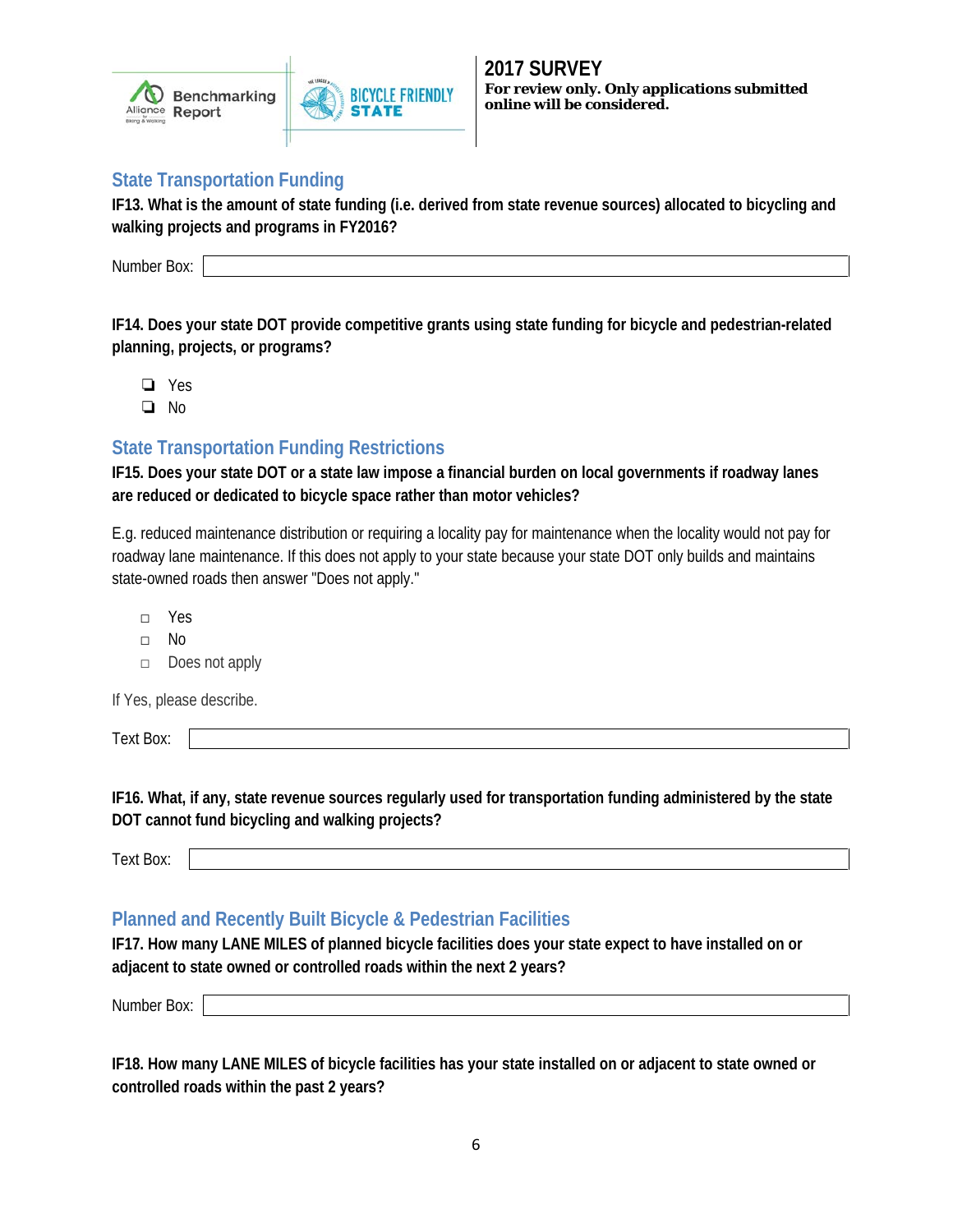## State Transportation Funding

**IF13. What is the amount of state funding (i.e. derived from state revenue sources) allocated to bicycling and walking projects and programs in FY2016?**

Number Box:

**IF14. Does your state DOT provide competitive grants using state funding for bicycle and pedestrian-related planning, projects, or programs?**

- ❑ Yes
- ❑ No

## State Transportation Funding Restrictions

**IF15. Does your state DOT or a state law impose a financial burden on local governments if roadway lanes are reduced or dedicated to bicycle space rather than motor vehicles?**

E.g. reduced maintenance distribution or requiring a locality pay for maintenance when the locality would not pay for roadway lane maintenance. If this does not apply to your state because your state DOT only builds and maintains state-owned roads then answer "Does not apply."

- □ Yes
- □ No
- □ Does not apply

If Yes, please describe.

Text Box:

**IF16. What, if any, state revenue sources regularly used for transportation funding administered by the state DOT cannot fund bicycling and walking projects?**

Text Box:

## Planned and Recently Built Bicycle & Pedestrian Facilities

**IF17. How many LANE MILES of planned bicycle facilities does your state expect to have installed on or adjacent to state owned or controlled roads within the next 2 years?**

Number Box:

**IF18. How many LANE MILES of bicycle facilities has your state installed on or adjacent to state owned or controlled roads within the past 2 years?**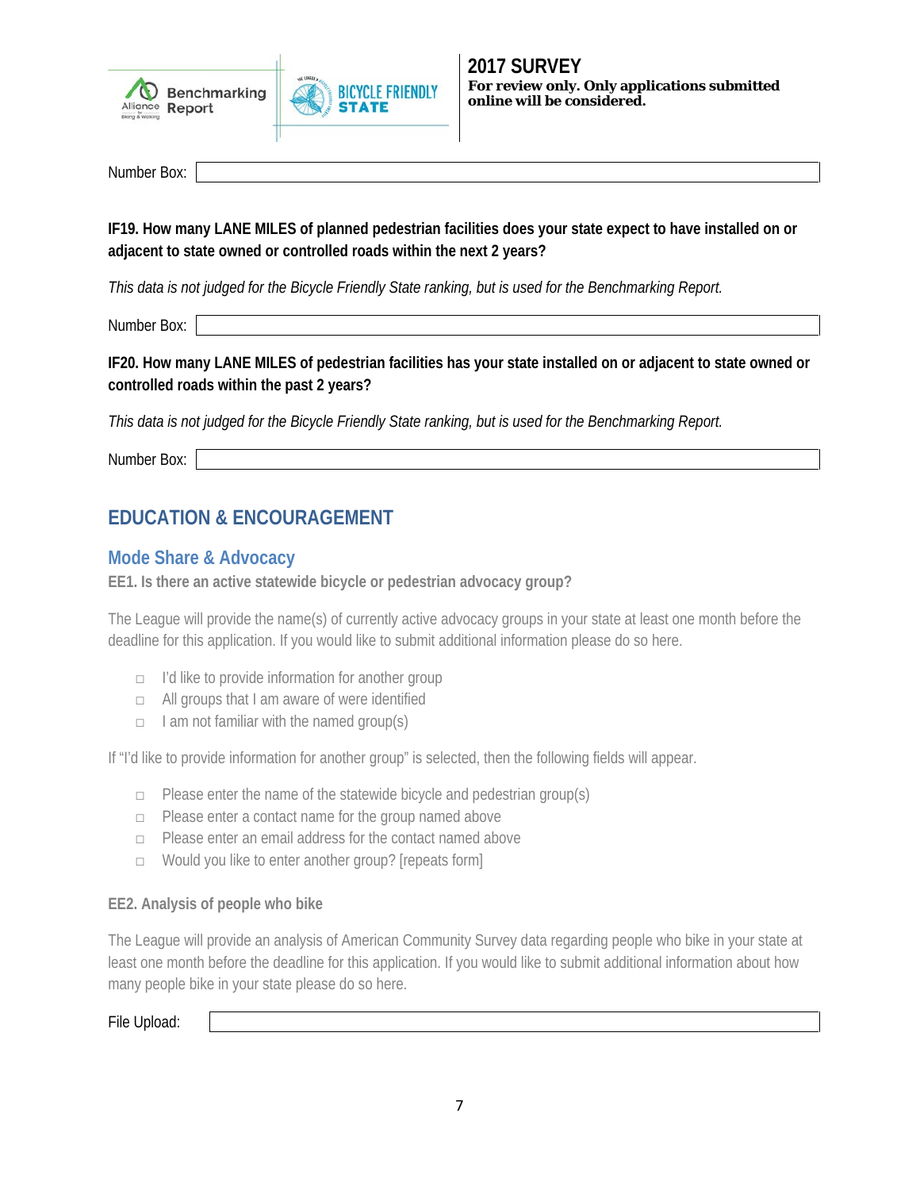Number Box:

**IF19. How many LANE MILES of planned pedestrian facilities does your state expect to have installed on or adjacent to state owned or controlled roads within the next 2 years?**

*This data is not judged for the Bicycle Friendly State ranking, but is used for the Benchmarking Report.*

Number Box:

**IF20. How many LANE MILES of pedestrian facilities has your state installed on or adjacent to state owned or controlled roads within the past 2 years?**

*This data is not judged for the Bicycle Friendly State ranking, but is used for the Benchmarking Report.*

Number Box:

## EDUCATION & ENCOURAGEMENT

### Mode Share & Advocacy

**EE1. Is there an active statewide bicycle or pedestrian advocacy group?**

The League will provide the name(s) of currently active advocacy groups in your state at least one month before the deadline for this application. If you would like to submit additional information please do so here.

- ☐ I'd like to provide information for another group
- ☐ All groups that I am aware of were identified
- ☐ I am not familiar with the named group(s)

If "I'd like to provide information for another group" is selected, then the following fields will appear.

- ☐ Please enter the name of the statewide bicycle and pedestrian group(s)
- ☐ Please enter a contact name for the group named above
- ☐ Please enter an email address for the contact named above
- ☐ Would you like to enter another group? [repeats form]

**EE2. Analysis of people who bike**

The League will provide an analysis of American Community Survey data regarding people who bike in your state at least one month before the deadline for this application. If you would like to submit additional information about how many people bike in your state please do so here.

File Upload: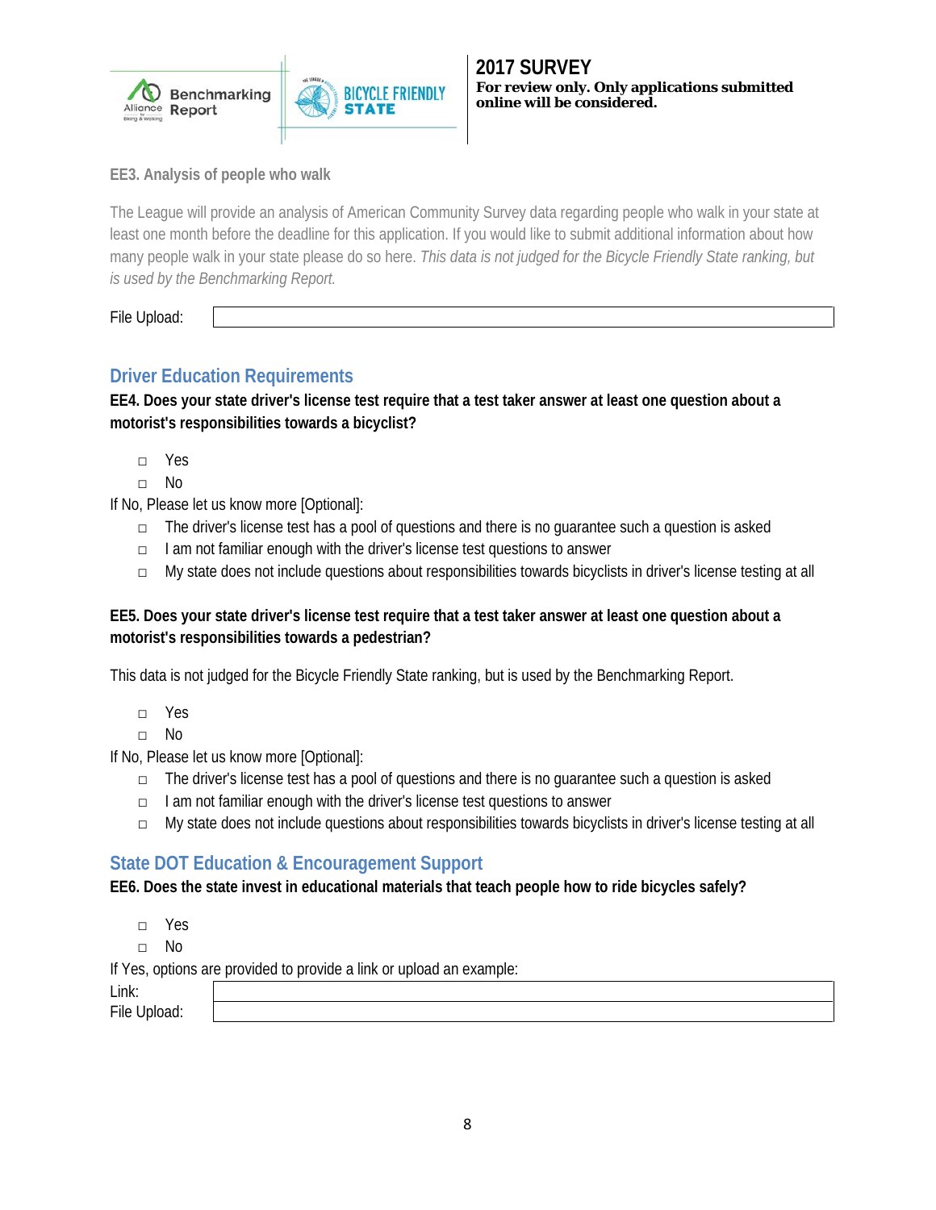**EE3. Analysis of people who walk**

The League will provide an analysis of American Community Survey data regarding people who walk in your state at least one month before the deadline for this application. If you would like to submit additional information about how many people walk in your state please do so here. *This data is not judged for the Bicycle Friendly State ranking, but is used by the Benchmarking Report.*

File Upload:

## Driver Education Requirements

**EE4. Does your state driver's license test require that a test taker answer at least one question about a motorist's responsibilities towards a bicyclist?**

- □ Yes
- □ No

If No, Please let us know more [Optional]:

- □ The driver's license test has a pool of questions and there is no guarantee such a question is asked
- □ I am not familiar enough with the driver's license test questions to answer
- □ My state does not include questions about responsibilities towards bicyclists in driver's license testing at all

**EE5. Does your state driver's license test require that a test taker answer at least one question about a motorist's responsibilities towards a pedestrian?**

This data is not judged for the Bicycle Friendly State ranking, but is used by the Benchmarking Report.

- □ Yes
- □ No

If No, Please let us know more [Optional]:

- □ The driver's license test has a pool of questions and there is no guarantee such a question is asked
- □ I am not familiar enough with the driver's license test questions to answer
- □ My state does not include questions about responsibilities towards bicyclists in driver's license testing at all

## State DOT Education & Encouragement Support

**EE6. Does the state invest in educational materials that teach people how to ride bicycles safely?**

- □ Yes
- □ No

If Yes, options are provided to provide a link or upload an example:

Link:

File Upload: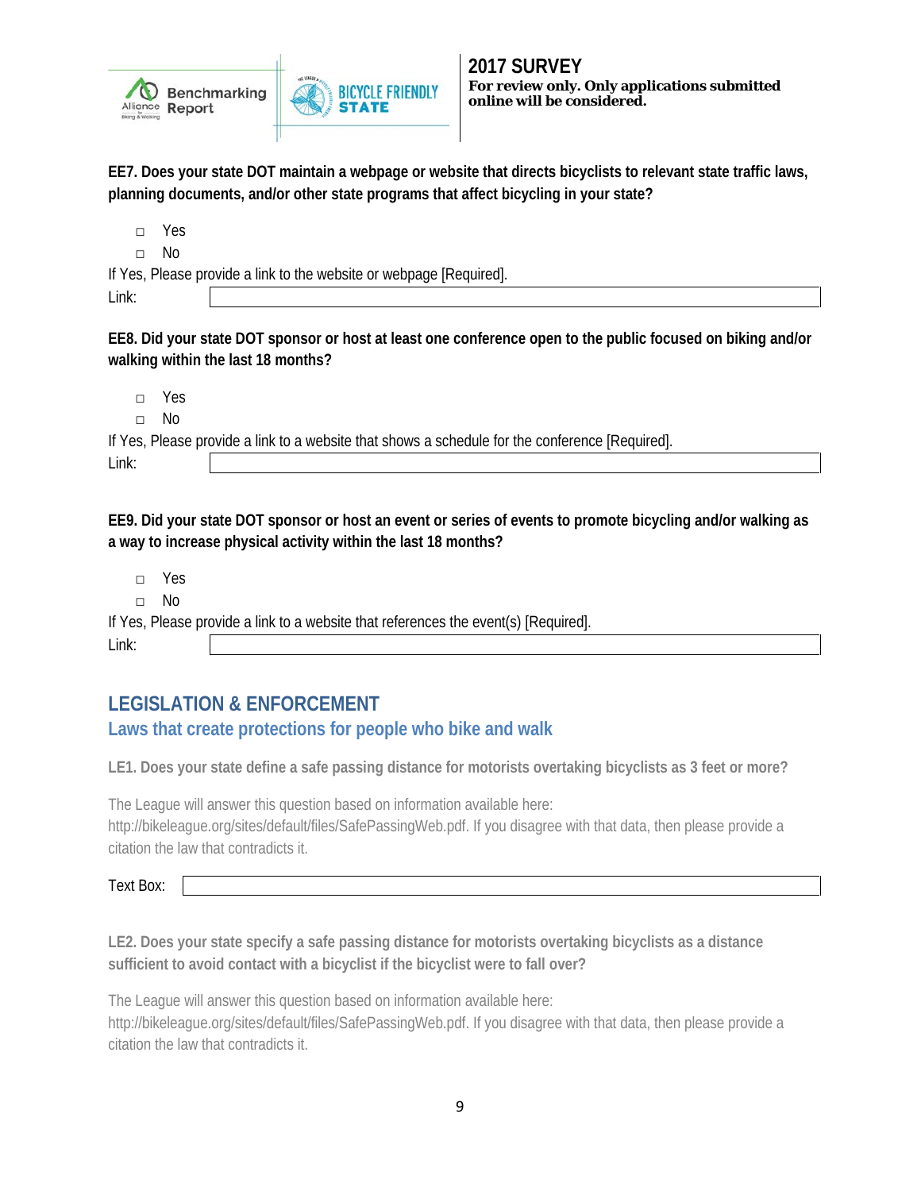**EE7. Does your state DOT maintain a webpage or website that directs bicyclists to relevant state traffic laws, planning documents, and/or other state programs that affect bicycling in your state?**

- □ Yes
- □ No

If Yes, Please provide a link to the website or webpage [Required].

Link:

**EE8. Did your state DOT sponsor or host at least one conference open to the public focused on biking and/or walking within the last 18 months?**

- □ Yes
- □ No

If Yes, Please provide a link to a website that shows a schedule for the conference [Required].

Link:

**EE9. Did your state DOT sponsor or host an event or series of events to promote bicycling and/or walking as a way to increase physical activity within the last 18 months?**

- □ Yes
- □ No

If Yes, Please provide a link to a website that references the event(s) [Required].

Link:

## LEGISLATION & ENFORCEMENT

### Laws that create protections for people who bike and walk

**LE1. Does your state define a safe passing distance for motorists overtaking bicyclists as 3 feet or more?**

The League will answer this question based on information available here: http://bikeleague.org/sites/default/files/SafePassingWeb.pdf. If you disagree with that data, then please provide a citation the law that contradicts it.

Text Box:

**LE2. Does your state specify a safe passing distance for motorists overtaking bicyclists as a distance sufficient to avoid contact with a bicyclist if the bicyclist were to fall over?**

The League will answer this question based on information available here: http://bikeleague.org/sites/default/files/SafePassingWeb.pdf. If you disagree with that data, then please provide a citation the law that contradicts it.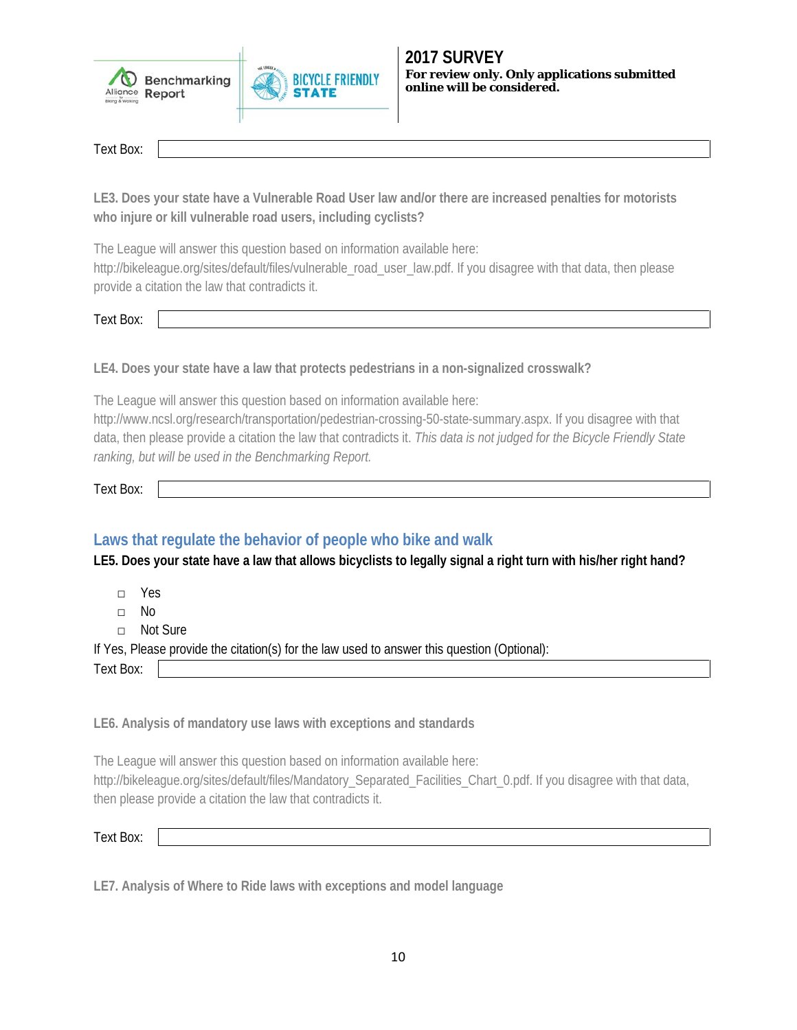Text Box:

**LE3. Does your state have a Vulnerable Road User law and/or there are increased penalties for motorists who injure or kill vulnerable road users, including cyclists?**

The League will answer this question based on information available here: http://bikeleague.org/sites/default/files/vulnerable_road_user_law.pdf. If you disagree with that data, then please provide a citation the law that contradicts it.

Text Box:

**LE4. Does your state have a law that protects pedestrians in a non-signalized crosswalk?**

The League will answer this question based on information available here: http://www.ncsl.org/research/transportation/pedestrian-crossing-50-state-summary.aspx. If you disagree with that data, then please provide a citation the law that contradicts it. *This data is not judged for the Bicycle Friendly State ranking, but will be used in the Benchmarking Report.*

Text Box:

## Laws that regulate the behavior of people who bike and walk

**LE5. Does your state have a law that allows bicyclists to legally signal a right turn with his/her right hand?**

- □ Yes
- □ No
- □ Not Sure

If Yes, Please provide the citation(s) for the law used to answer this question (Optional):

Text Box:

**LE6. Analysis of mandatory use laws with exceptions and standards**

The League will answer this question based on information available here: http://bikeleague.org/sites/default/files/Mandatory_Separated_Facilities_Chart_0.pdf. If you disagree with that data, then please provide a citation the law that contradicts it.

Text Box:

**LE7. Analysis of Where to Ride laws with exceptions and model language**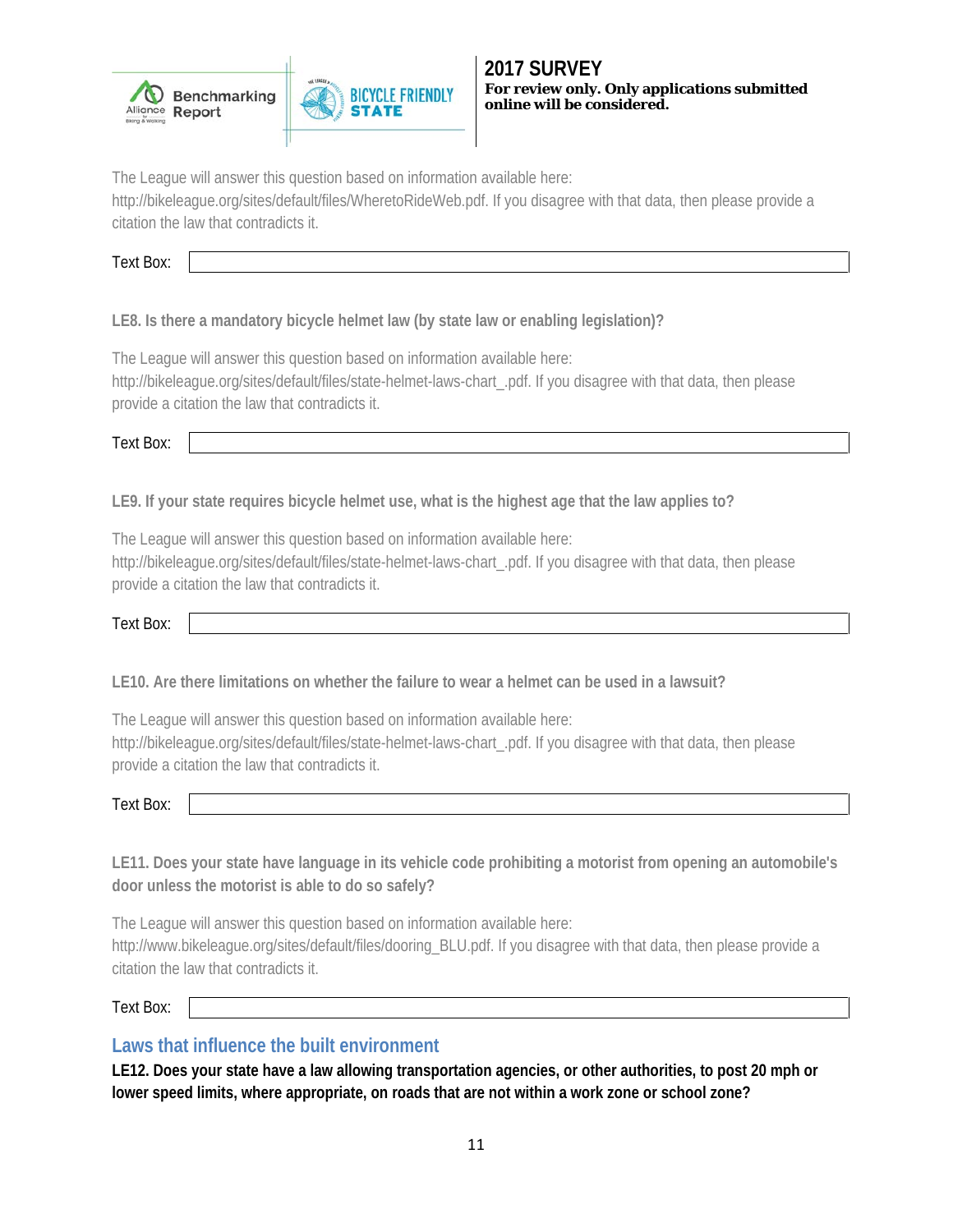The League will answer this question based on information available here: http://bikeleague.org/sites/default/files/WheretoRideWeb.pdf. If you disagree with that data, then please provide a citation the law that contradicts it.

Text Box:

**LE8. Is there a mandatory bicycle helmet law (by state law or enabling legislation)?**

The League will answer this question based on information available here: http://bikeleague.org/sites/default/files/state-helmet-laws-chart_.pdf. If you disagree with that data, then please provide a citation the law that contradicts it.

Text Box:

**LE9. If your state requires bicycle helmet use, what is the highest age that the law applies to?**

The League will answer this question based on information available here: http://bikeleague.org/sites/default/files/state-helmet-laws-chart_.pdf. If you disagree with that data, then please provide a citation the law that contradicts it.

Text Box:

**LE10. Are there limitations on whether the failure to wear a helmet can be used in a lawsuit?**

The League will answer this question based on information available here: http://bikeleague.org/sites/default/files/state-helmet-laws-chart_.pdf. If you disagree with that data, then please provide a citation the law that contradicts it.

Text Box:

**LE11. Does your state have language in its vehicle code prohibiting a motorist from opening an automobile's door unless the motorist is able to do so safely?**

The League will answer this question based on information available here: http://www.bikeleague.org/sites/default/files/dooring_BLU.pdf. If you disagree with that data, then please provide a citation the law that contradicts it.

Text Box:

## Laws that influence the built environment

**LE12. Does your state have a law allowing transportation agencies, or other authorities, to post 20 mph or lower speed limits, where appropriate, on roads that are not within a work zone or school zone?**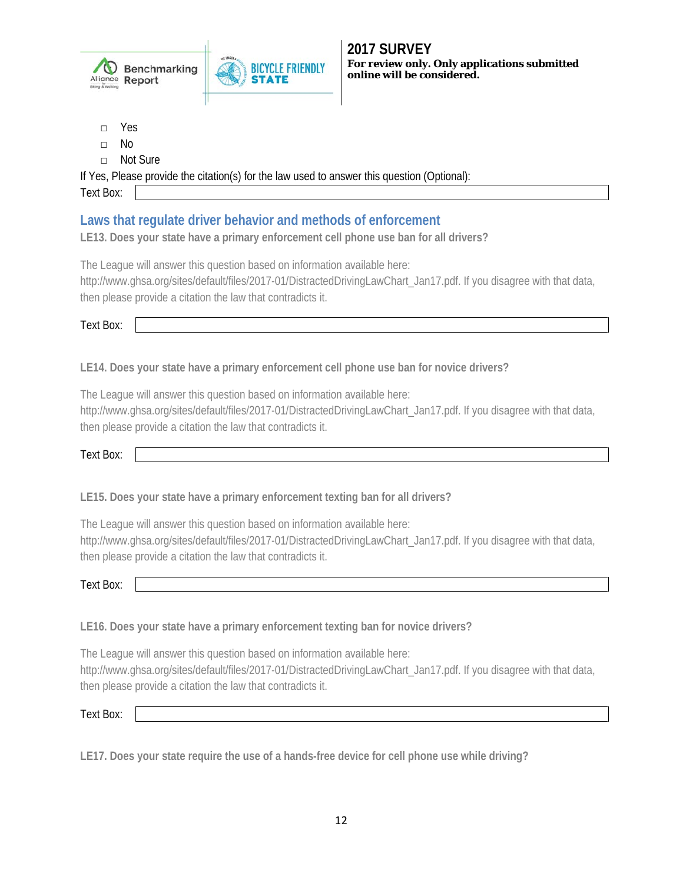- ☐ Yes
- ☐ No
- ☐ Not Sure

If Yes, Please provide the citation(s) for the law used to answer this question (Optional):

Text Box:

## Laws that regulate driver behavior and methods of enforcement

**LE13. Does your state have a primary enforcement cell phone use ban for all drivers?**

The League will answer this question based on information available here: http://www.ghsa.org/sites/default/files/2017-01/DistractedDrivingLawChart_Jan17.pdf. If you disagree with that data, then please provide a citation the law that contradicts it.

Text Box:

**LE14. Does your state have a primary enforcement cell phone use ban for novice drivers?**

The League will answer this question based on information available here: http://www.ghsa.org/sites/default/files/2017-01/DistractedDrivingLawChart_Jan17.pdf. If you disagree with that data, then please provide a citation the law that contradicts it.

Text Box:

**LE15. Does your state have a primary enforcement texting ban for all drivers?**

The League will answer this question based on information available here: http://www.ghsa.org/sites/default/files/2017-01/DistractedDrivingLawChart_Jan17.pdf. If you disagree with that data, then please provide a citation the law that contradicts it.

Text Box:

**LE16. Does your state have a primary enforcement texting ban for novice drivers?**

The League will answer this question based on information available here: http://www.ghsa.org/sites/default/files/2017-01/DistractedDrivingLawChart_Jan17.pdf. If you disagree with that data, then please provide a citation the law that contradicts it.

Text Box:

**LE17. Does your state require the use of a hands-free device for cell phone use while driving?**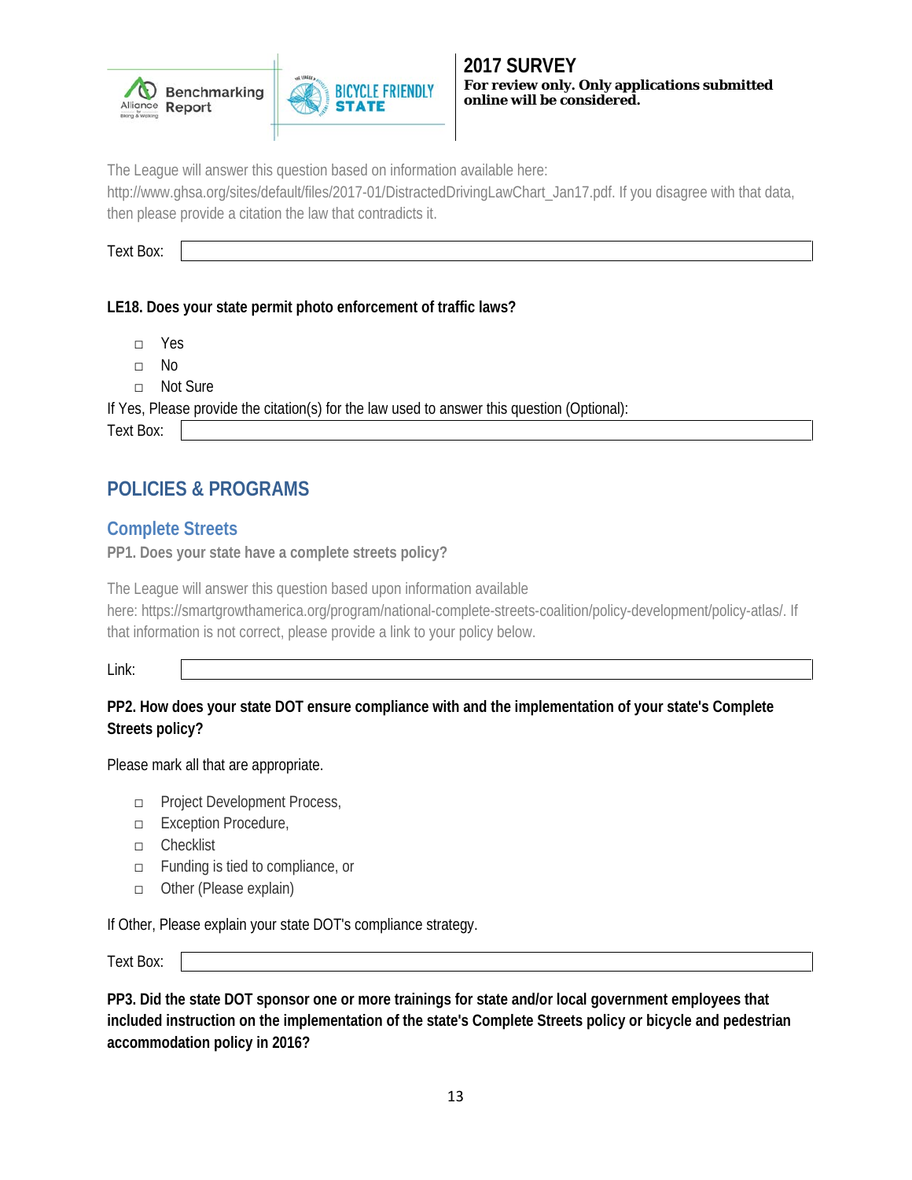The League will answer this question based on information available here: http://www.ghsa.org/sites/default/files/2017-01/DistractedDrivingLawChart_Jan17.pdf. If you disagree with that data, then please provide a citation the law that contradicts it.

Text Box:

**LE18. Does your state permit photo enforcement of traffic laws?**

- □ Yes
- □ No
- □ Not Sure

If Yes, Please provide the citation(s) for the law used to answer this question (Optional):

Text Box:

## POLICIES & PROGRAMS

### Complete Streets

**PP1. Does your state have a complete streets policy?**

The League will answer this question based upon information available here: https://smartgrowthamerica.org/program/national-complete-streets-coalition/policy-development/policy-atlas/. If that information is not correct, please provide a link to your policy below.

Link:

**PP2. How does your state DOT ensure compliance with and the implementation of your state's Complete Streets policy?**

Please mark all that are appropriate.

- □ Project Development Process,
- □ Exception Procedure,
- □ Checklist
- □ Funding is tied to compliance, or
- □ Other (Please explain)

If Other, Please explain your state DOT's compliance strategy.

Text Box:

**PP3. Did the state DOT sponsor one or more trainings for state and/or local government employees that included instruction on the implementation of the state's Complete Streets policy or bicycle and pedestrian accommodation policy in 2016?**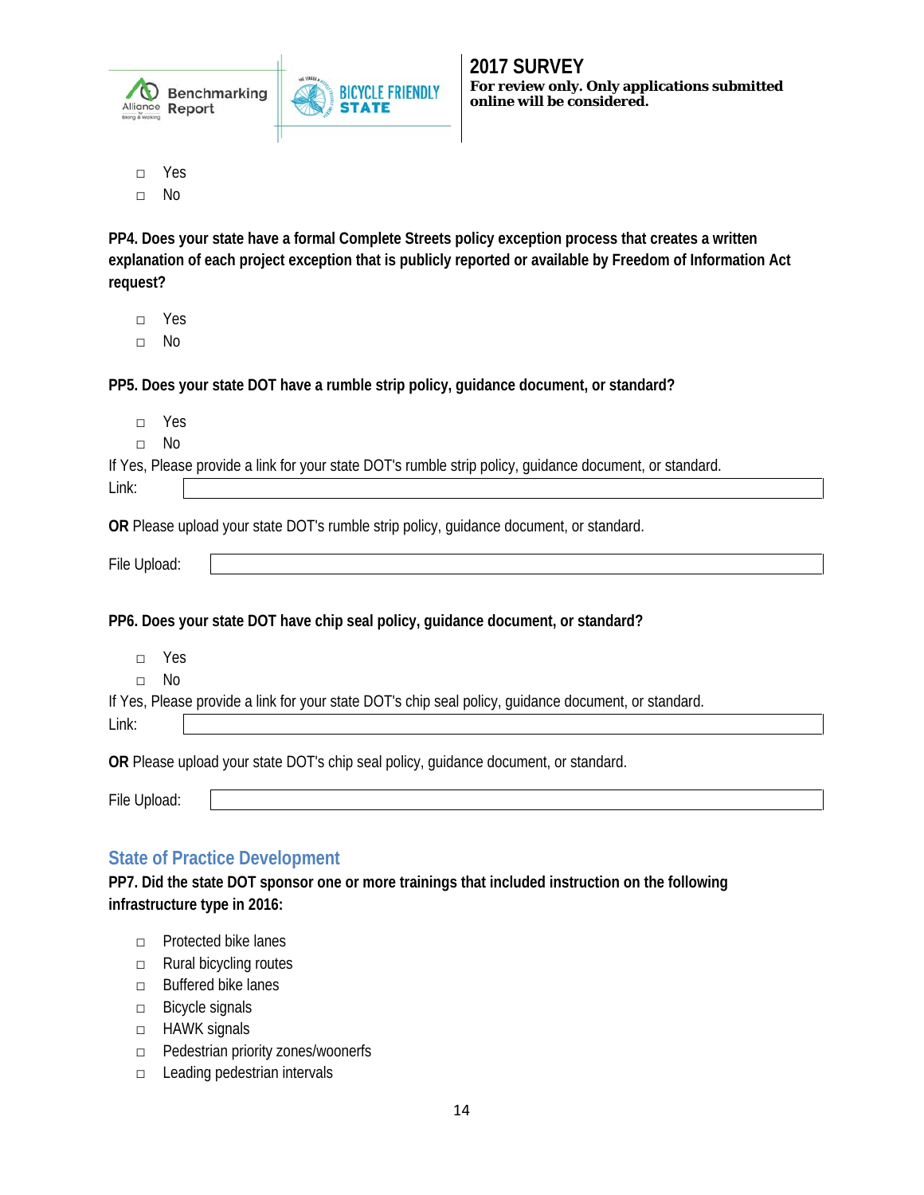- ☐ Yes
- ☐ No

**PP4. Does your state have a formal Complete Streets policy exception process that creates a written explanation of each project exception that is publicly reported or available by Freedom of Information Act request?**

- ☐ Yes
- ☐ No

**PP5. Does your state DOT have a rumble strip policy, guidance document, or standard?**

- ☐ Yes
- ☐ No

If Yes, Please provide a link for your state DOT's rumble strip policy, guidance document, or standard.

Link: 

**OR** Please upload your state DOT's rumble strip policy, guidance document, or standard.

File Upload: 

**PP6. Does your state DOT have chip seal policy, guidance document, or standard?**

- ☐ Yes
- ☐ No

If Yes, Please provide a link for your state DOT's chip seal policy, guidance document, or standard.

Link: 

**OR** Please upload your state DOT's chip seal policy, guidance document, or standard.

File Upload: 

## State of Practice Development

**PP7. Did the state DOT sponsor one or more trainings that included instruction on the following infrastructure type in 2016:**

- ☐ Protected bike lanes
- ☐ Rural bicycling routes
- ☐ Buffered bike lanes
- ☐ Bicycle signals
- ☐ HAWK signals
- ☐ Pedestrian priority zones/woonerfs
- ☐ Leading pedestrian intervals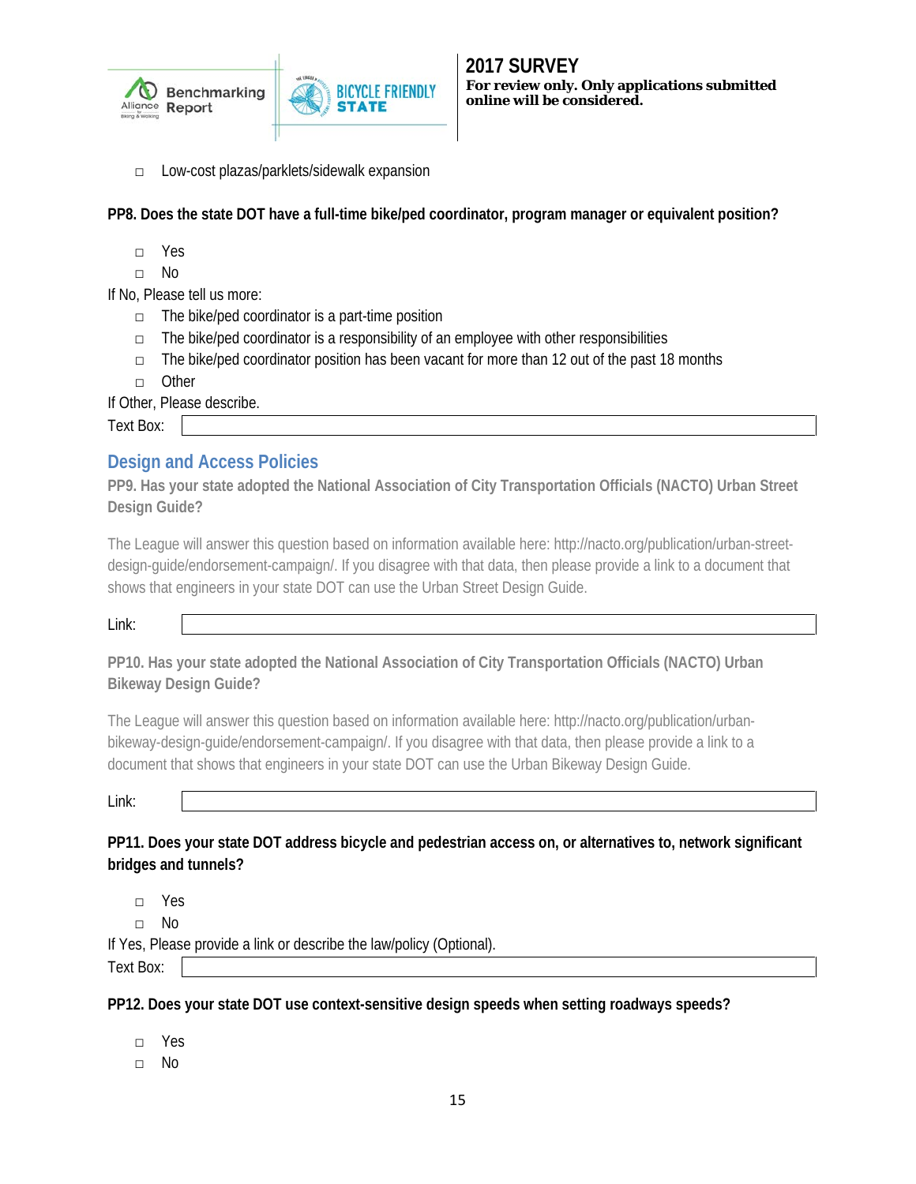- ☐ Low-cost plazas/parklets/sidewalk expansion

**PP8. Does the state DOT have a full-time bike/ped coordinator, program manager or equivalent position?**

- ☐ Yes
- ☐ No

If No, Please tell us more:

- ☐ The bike/ped coordinator is a part-time position
- ☐ The bike/ped coordinator is a responsibility of an employee with other responsibilities
- ☐ The bike/ped coordinator position has been vacant for more than 12 out of the past 18 months
- ☐ Other

If Other, Please describe.

Text Box:

## Design and Access Policies

**PP9. Has your state adopted the National Association of City Transportation Officials (NACTO) Urban Street Design Guide?**

The League will answer this question based on information available here: http://nacto.org/publication/urban-street-design-guide/endorsement-campaign/. If you disagree with that data, then please provide a link to a document that shows that engineers in your state DOT can use the Urban Street Design Guide.

Link:

**PP10. Has your state adopted the National Association of City Transportation Officials (NACTO) Urban Bikeway Design Guide?**

The League will answer this question based on information available here: http://nacto.org/publication/urban-bikeway-design-guide/endorsement-campaign/. If you disagree with that data, then please provide a link to a document that shows that engineers in your state DOT can use the Urban Bikeway Design Guide.

Link:

**PP11. Does your state DOT address bicycle and pedestrian access on, or alternatives to, network significant bridges and tunnels?**

- ☐ Yes
- ☐ No

If Yes, Please provide a link or describe the law/policy (Optional).

Text Box:

**PP12. Does your state DOT use context-sensitive design speeds when setting roadways speeds?**

- ☐ Yes
- ☐ No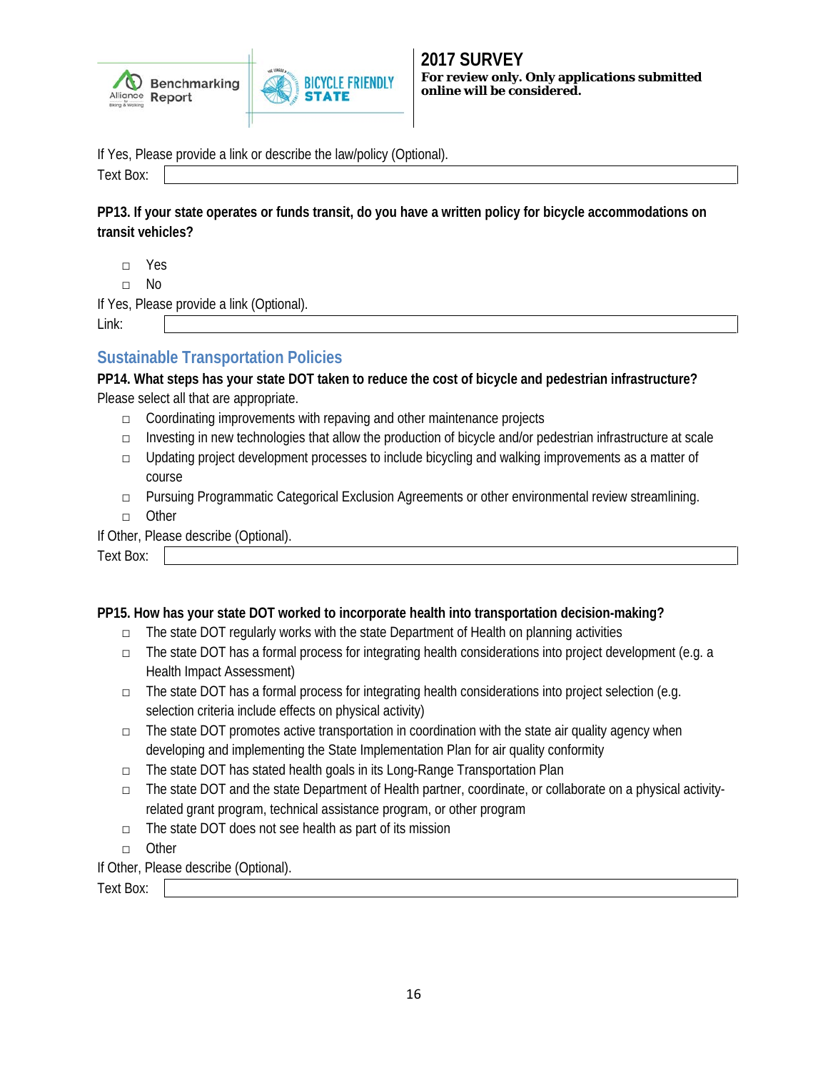If Yes, Please provide a link or describe the law/policy (Optional).

Text Box:

**PP13. If your state operates or funds transit, do you have a written policy for bicycle accommodations on transit vehicles?**

- □ Yes
- □ No

If Yes, Please provide a link (Optional).

Link:

## Sustainable Transportation Policies

**PP14. What steps has your state DOT taken to reduce the cost of bicycle and pedestrian infrastructure?**
Please select all that are appropriate.

- □ Coordinating improvements with repaving and other maintenance projects
- □ Investing in new technologies that allow the production of bicycle and/or pedestrian infrastructure at scale
- □ Updating project development processes to include bicycling and walking improvements as a matter of course
- □ Pursuing Programmatic Categorical Exclusion Agreements or other environmental review streamlining.
- □ Other

If Other, Please describe (Optional).

Text Box:

**PP15. How has your state DOT worked to incorporate health into transportation decision-making?**

- □ The state DOT regularly works with the state Department of Health on planning activities
- □ The state DOT has a formal process for integrating health considerations into project development (e.g. a Health Impact Assessment)
- □ The state DOT has a formal process for integrating health considerations into project selection (e.g. selection criteria include effects on physical activity)
- □ The state DOT promotes active transportation in coordination with the state air quality agency when developing and implementing the State Implementation Plan for air quality conformity
- □ The state DOT has stated health goals in its Long-Range Transportation Plan
- □ The state DOT and the state Department of Health partner, coordinate, or collaborate on a physical activity-related grant program, technical assistance program, or other program
- □ The state DOT does not see health as part of its mission
- □ Other

If Other, Please describe (Optional).

Text Box: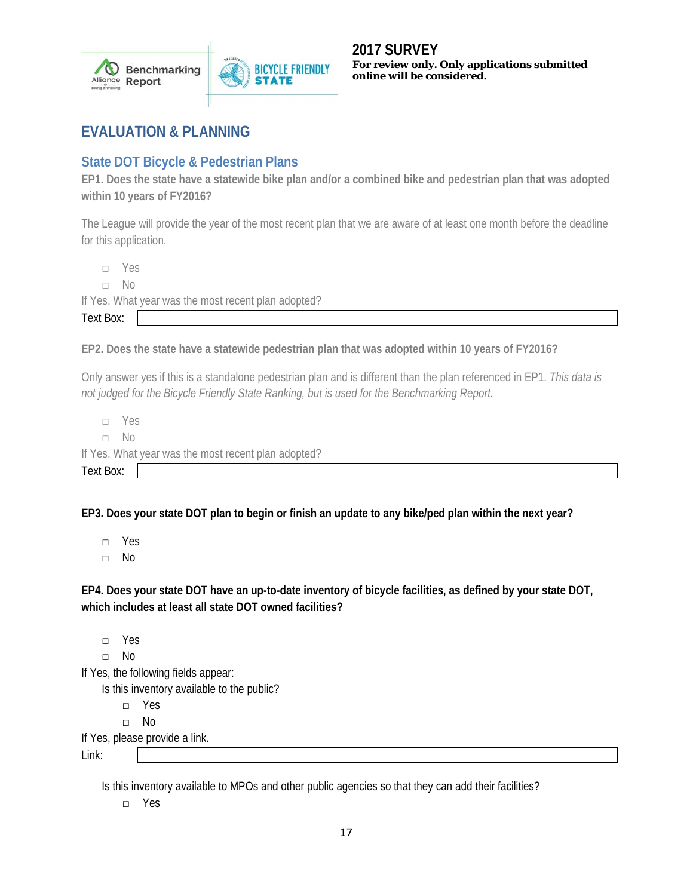**2017 SURVEY**
**For review only. Only applications submitted online will be considered.**

## EVALUATION & PLANNING

### State DOT Bicycle & Pedestrian Plans

**EP1. Does the state have a statewide bike plan and/or a combined bike and pedestrian plan that was adopted within 10 years of FY2016?**

The League will provide the year of the most recent plan that we are aware of at least one month before the deadline for this application.

- □ Yes
- □ No

If Yes, What year was the most recent plan adopted?

Text Box:

**EP2. Does the state have a statewide pedestrian plan that was adopted within 10 years of FY2016?**

Only answer yes if this is a standalone pedestrian plan and is different than the plan referenced in EP1. *This data is not judged for the Bicycle Friendly State Ranking, but is used for the Benchmarking Report.*

- □ Yes
- □ No

If Yes, What year was the most recent plan adopted?

Text Box:

**EP3. Does your state DOT plan to begin or finish an update to any bike/ped plan within the next year?**

- □ Yes
- □ No

**EP4. Does your state DOT have an up-to-date inventory of bicycle facilities, as defined by your state DOT, which includes at least all state DOT owned facilities?**

- □ Yes
- □ No

If Yes, the following fields appear:

Is this inventory available to the public?

- □ Yes
- □ No

If Yes, please provide a link.

Link:

Is this inventory available to MPOs and other public agencies so that they can add their facilities?

- □ Yes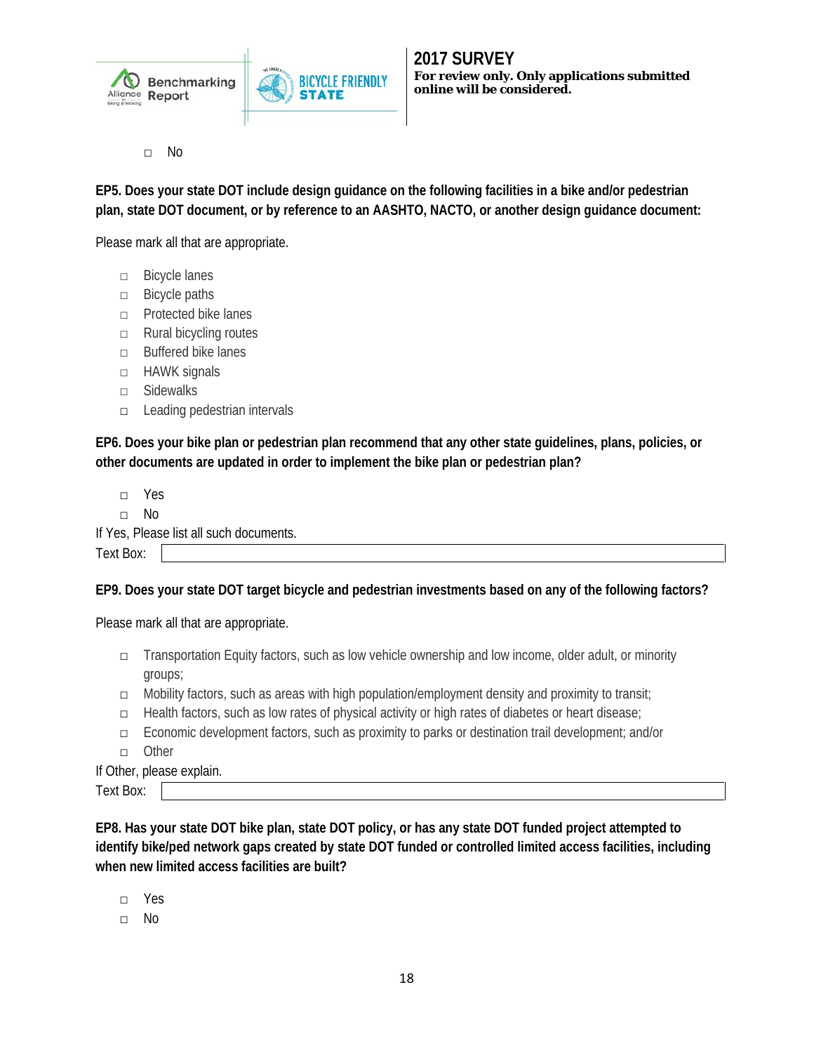- ☐ No

**EP5. Does your state DOT include design guidance on the following facilities in a bike and/or pedestrian plan, state DOT document, or by reference to an AASHTO, NACTO, or another design guidance document:**

Please mark all that are appropriate.

- ☐ Bicycle lanes
- ☐ Bicycle paths
- ☐ Protected bike lanes
- ☐ Rural bicycling routes
- ☐ Buffered bike lanes
- ☐ HAWK signals
- ☐ Sidewalks
- ☐ Leading pedestrian intervals

**EP6. Does your bike plan or pedestrian plan recommend that any other state guidelines, plans, policies, or other documents are updated in order to implement the bike plan or pedestrian plan?**

- ☐ Yes
- ☐ No

If Yes, Please list all such documents.

Text Box:

**EP9. Does your state DOT target bicycle and pedestrian investments based on any of the following factors?**

Please mark all that are appropriate.

- ☐ Transportation Equity factors, such as low vehicle ownership and low income, older adult, or minority groups;
- ☐ Mobility factors, such as areas with high population/employment density and proximity to transit;
- ☐ Health factors, such as low rates of physical activity or high rates of diabetes or heart disease;
- ☐ Economic development factors, such as proximity to parks or destination trail development; and/or
- ☐ Other

If Other, please explain.

Text Box:

**EP8. Has your state DOT bike plan, state DOT policy, or has any state DOT funded project attempted to identify bike/ped network gaps created by state DOT funded or controlled limited access facilities, including when new limited access facilities are built?**

- ☐ Yes
- ☐ No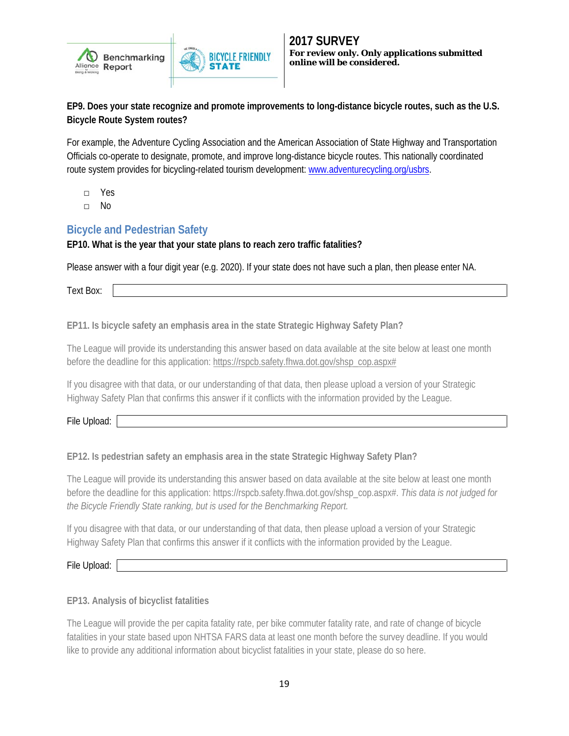**EP9. Does your state recognize and promote improvements to long-distance bicycle routes, such as the U.S. Bicycle Route System routes?**

For example, the Adventure Cycling Association and the American Association of State Highway and Transportation Officials co-operate to designate, promote, and improve long-distance bicycle routes. This nationally coordinated route system provides for bicycling-related tourism development: www.adventurecycling.org/usbrs.

- □ Yes
- □ No

## Bicycle and Pedestrian Safety

**EP10. What is the year that your state plans to reach zero traffic fatalities?**

Please answer with a four digit year (e.g. 2020). If your state does not have such a plan, then please enter NA.

Text Box:

**EP11. Is bicycle safety an emphasis area in the state Strategic Highway Safety Plan?**

The League will provide its understanding this answer based on data available at the site below at least one month before the deadline for this application: https://rspcb.safety.fhwa.dot.gov/shsp_cop.aspx#

If you disagree with that data, or our understanding of that data, then please upload a version of your Strategic Highway Safety Plan that confirms this answer if it conflicts with the information provided by the League.

File Upload:

**EP12. Is pedestrian safety an emphasis area in the state Strategic Highway Safety Plan?**

The League will provide its understanding this answer based on data available at the site below at least one month before the deadline for this application: https://rspcb.safety.fhwa.dot.gov/shsp_cop.aspx#. *This data is not judged for the Bicycle Friendly State ranking, but is used for the Benchmarking Report.*

If you disagree with that data, or our understanding of that data, then please upload a version of your Strategic Highway Safety Plan that confirms this answer if it conflicts with the information provided by the League.

File Upload:

**EP13. Analysis of bicyclist fatalities**

The League will provide the per capita fatality rate, per bike commuter fatality rate, and rate of change of bicycle fatalities in your state based upon NHTSA FARS data at least one month before the survey deadline. If you would like to provide any additional information about bicyclist fatalities in your state, please do so here.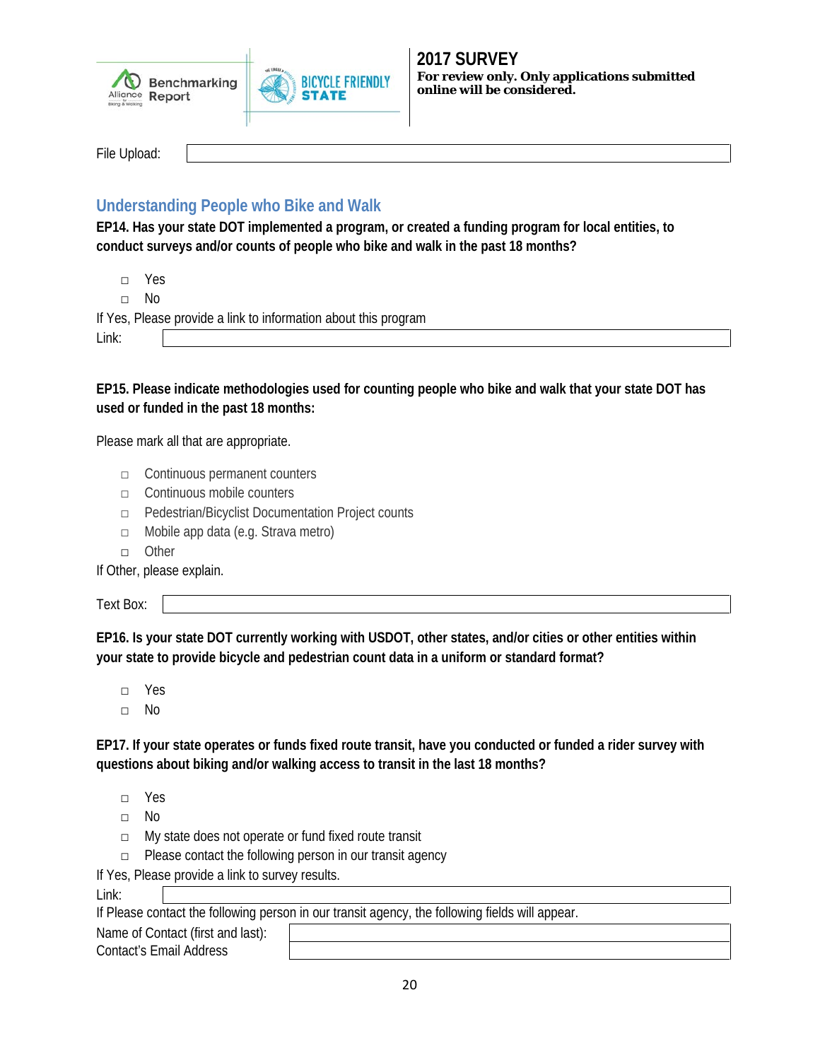File Upload:

## Understanding People who Bike and Walk

**EP14. Has your state DOT implemented a program, or created a funding program for local entities, to conduct surveys and/or counts of people who bike and walk in the past 18 months?**

- □ Yes
- □ No

If Yes, Please provide a link to information about this program

Link:

**EP15. Please indicate methodologies used for counting people who bike and walk that your state DOT has used or funded in the past 18 months:**

Please mark all that are appropriate.

- □ Continuous permanent counters
- □ Continuous mobile counters
- □ Pedestrian/Bicyclist Documentation Project counts
- □ Mobile app data (e.g. Strava metro)
- □ Other

If Other, please explain.

Text Box:

**EP16. Is your state DOT currently working with USDOT, other states, and/or cities or other entities within your state to provide bicycle and pedestrian count data in a uniform or standard format?**

- □ Yes
- □ No

**EP17. If your state operates or funds fixed route transit, have you conducted or funded a rider survey with questions about biking and/or walking access to transit in the last 18 months?**

- □ Yes
- □ No
- □ My state does not operate or fund fixed route transit
- □ Please contact the following person in our transit agency

If Yes, Please provide a link to survey results.

Link:

If Please contact the following person in our transit agency, the following fields will appear.

Name of Contact (first and last):

Contact's Email Address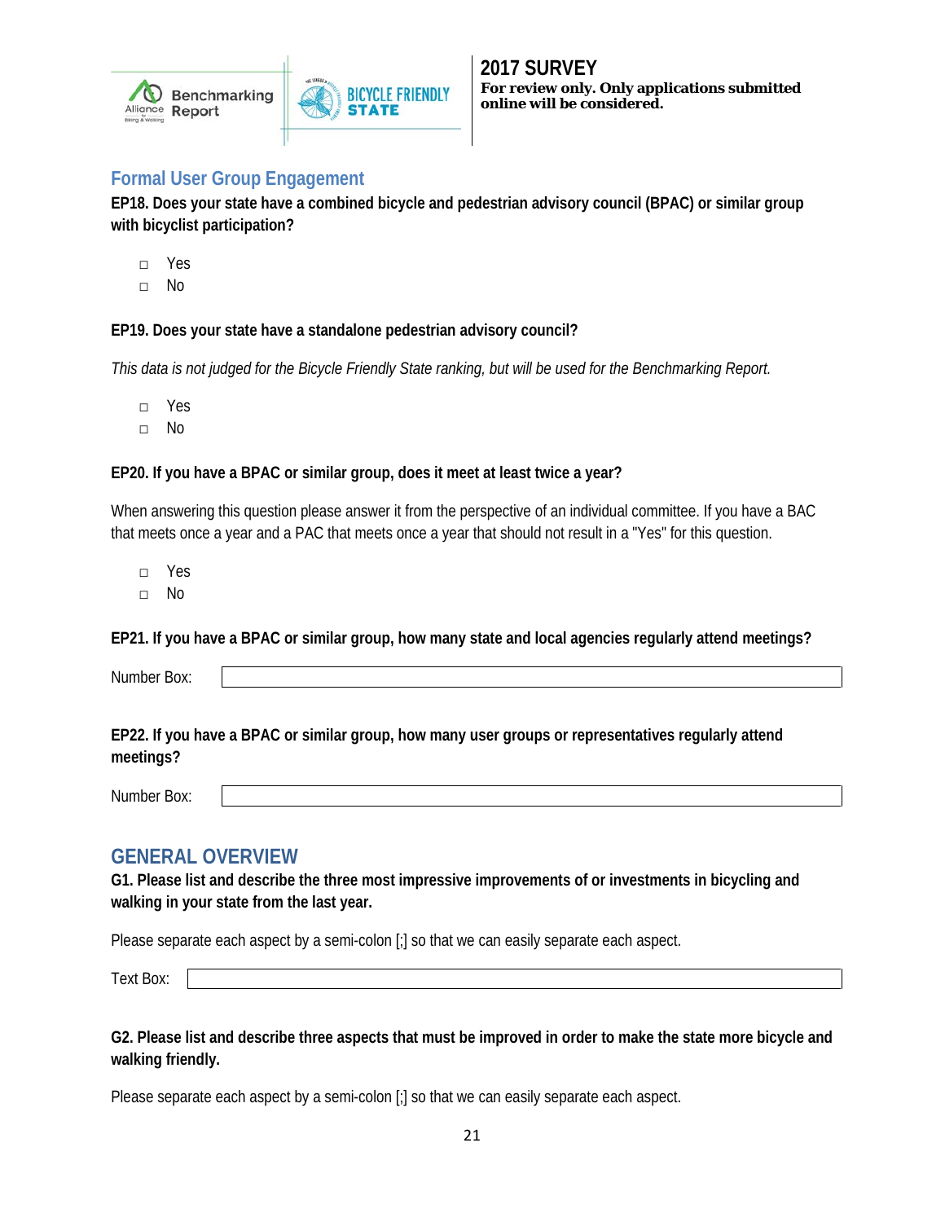## Formal User Group Engagement

**EP18. Does your state have a combined bicycle and pedestrian advisory council (BPAC) or similar group with bicyclist participation?**

- ☐ Yes
- ☐ No

**EP19. Does your state have a standalone pedestrian advisory council?**

*This data is not judged for the Bicycle Friendly State ranking, but will be used for the Benchmarking Report.*

- ☐ Yes
- ☐ No

**EP20. If you have a BPAC or similar group, does it meet at least twice a year?**

When answering this question please answer it from the perspective of an individual committee. If you have a BAC that meets once a year and a PAC that meets once a year that should not result in a "Yes" for this question.

- ☐ Yes
- ☐ No

**EP21. If you have a BPAC or similar group, how many state and local agencies regularly attend meetings?**

Number Box: \_\_\_\_\_\_\_\_\_\_\_\_\_\_\_\_\_\_\_\_

**EP22. If you have a BPAC or similar group, how many user groups or representatives regularly attend meetings?**

Number Box: \_\_\_\_\_\_\_\_\_\_\_\_\_\_\_\_\_\_\_\_

## GENERAL OVERVIEW

**G1. Please list and describe the three most impressive improvements of or investments in bicycling and walking in your state from the last year.**

Please separate each aspect by a semi-colon [;] so that we can easily separate each aspect.

Text Box: \_\_\_\_\_\_\_\_\_\_\_\_\_\_\_\_\_\_\_\_

**G2. Please list and describe three aspects that must be improved in order to make the state more bicycle and walking friendly.**

Please separate each aspect by a semi-colon [;] so that we can easily separate each aspect.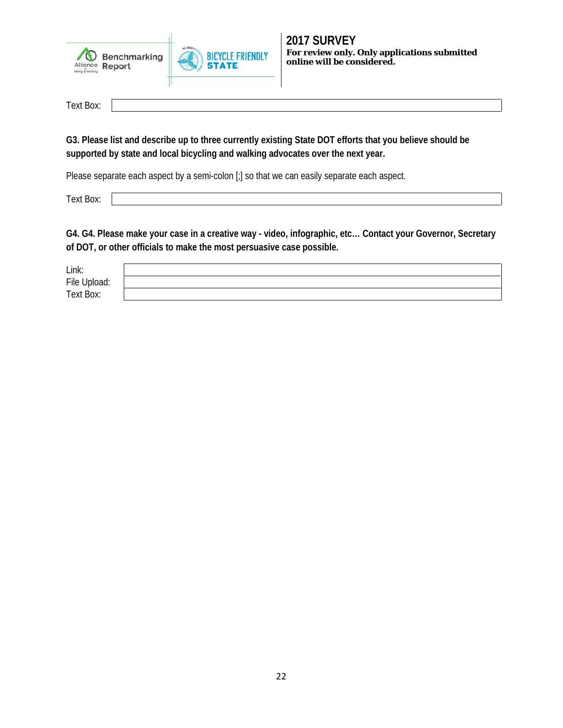Text Box:

**G3. Please list and describe up to three currently existing State DOT efforts that you believe should be supported by state and local bicycling and walking advocates over the next year.**

Please separate each aspect by a semi-colon [;] so that we can easily separate each aspect.

Text Box:

**G4. G4. Please make your case in a creative way - video, infographic, etc… Contact your Governor, Secretary of DOT, or other officials to make the most persuasive case possible.**

Link:
File Upload:
Text Box: